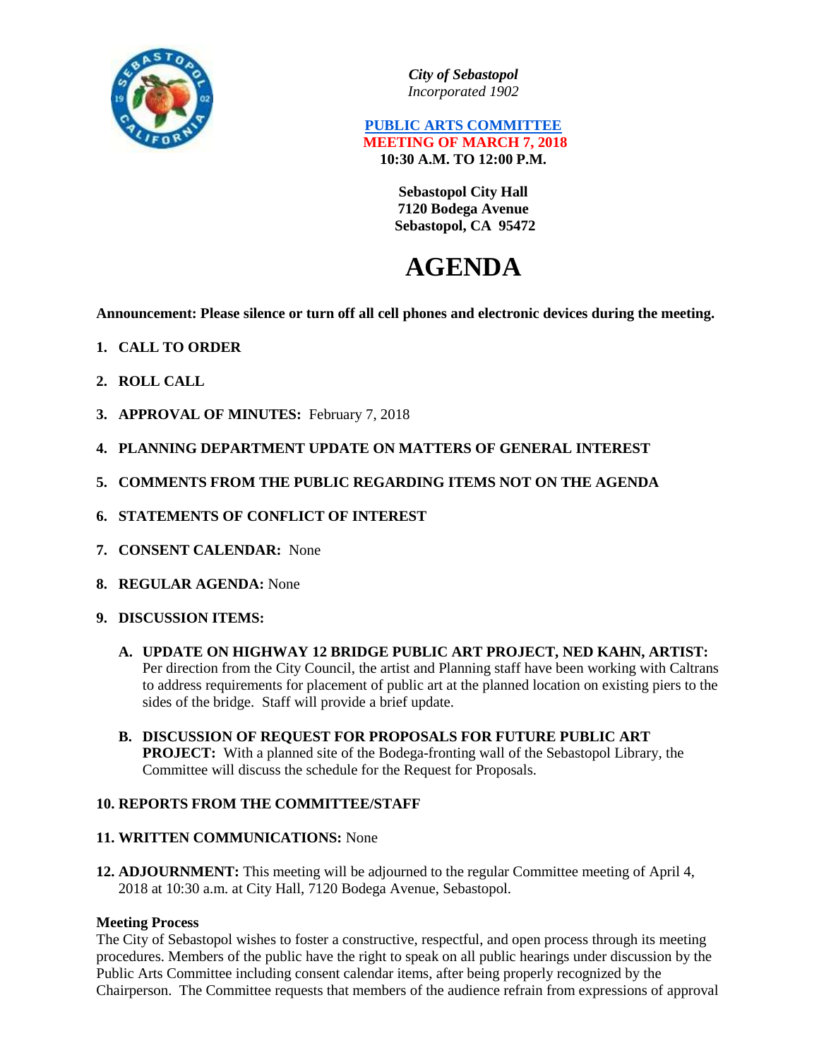*City of Sebastopol*
*Incorporated 1902*

**PUBLIC ARTS COMMITTEE**
**MEETING OF MARCH 7, 2018**
**10:30 A.M. TO 12:00 P.M.**

**Sebastopol City Hall**
**7120 Bodega Avenue**
**Sebastopol, CA 95472**

# AGENDA

**Announcement: Please silence or turn off all cell phones and electronic devices during the meeting.**

1. **CALL TO ORDER**
2. **ROLL CALL**
3. **APPROVAL OF MINUTES:** February 7, 2018
4. **PLANNING DEPARTMENT UPDATE ON MATTERS OF GENERAL INTEREST**
5. **COMMENTS FROM THE PUBLIC REGARDING ITEMS NOT ON THE AGENDA**
6. **STATEMENTS OF CONFLICT OF INTEREST**
7. **CONSENT CALENDAR:** None
8. **REGULAR AGENDA:** None
9. **DISCUSSION ITEMS:**
   - **A. UPDATE ON HIGHWAY 12 BRIDGE PUBLIC ART PROJECT, NED KAHN, ARTIST:** Per direction from the City Council, the artist and Planning staff have been working with Caltrans to address requirements for placement of public art at the planned location on existing piers to the sides of the bridge. Staff will provide a brief update.
   - **B. DISCUSSION OF REQUEST FOR PROPOSALS FOR FUTURE PUBLIC ART PROJECT:** With a planned site of the Bodega-fronting wall of the Sebastopol Library, the Committee will discuss the schedule for the Request for Proposals.
10. **REPORTS FROM THE COMMITTEE/STAFF**
11. **WRITTEN COMMUNICATIONS:** None
12. **ADJOURNMENT:** This meeting will be adjourned to the regular Committee meeting of April 4, 2018 at 10:30 a.m. at City Hall, 7120 Bodega Avenue, Sebastopol.

**Meeting Process**

The City of Sebastopol wishes to foster a constructive, respectful, and open process through its meeting procedures. Members of the public have the right to speak on all public hearings under discussion by the Public Arts Committee including consent calendar items, after being properly recognized by the Chairperson. The Committee requests that members of the audience refrain from expressions of approval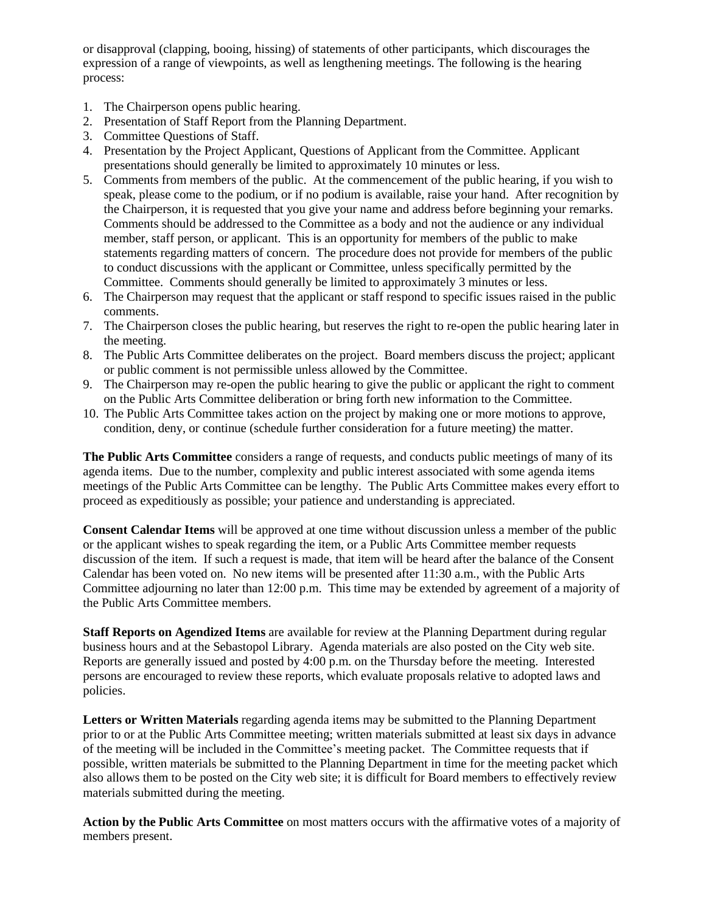or disapproval (clapping, booing, hissing) of statements of other participants, which discourages the expression of a range of viewpoints, as well as lengthening meetings. The following is the hearing process:

1. The Chairperson opens public hearing.
2. Presentation of Staff Report from the Planning Department.
3. Committee Questions of Staff.
4. Presentation by the Project Applicant, Questions of Applicant from the Committee. Applicant presentations should generally be limited to approximately 10 minutes or less.
5. Comments from members of the public. At the commencement of the public hearing, if you wish to speak, please come to the podium, or if no podium is available, raise your hand. After recognition by the Chairperson, it is requested that you give your name and address before beginning your remarks. Comments should be addressed to the Committee as a body and not the audience or any individual member, staff person, or applicant. This is an opportunity for members of the public to make statements regarding matters of concern. The procedure does not provide for members of the public to conduct discussions with the applicant or Committee, unless specifically permitted by the Committee. Comments should generally be limited to approximately 3 minutes or less.
6. The Chairperson may request that the applicant or staff respond to specific issues raised in the public comments.
7. The Chairperson closes the public hearing, but reserves the right to re-open the public hearing later in the meeting.
8. The Public Arts Committee deliberates on the project. Board members discuss the project; applicant or public comment is not permissible unless allowed by the Committee.
9. The Chairperson may re-open the public hearing to give the public or applicant the right to comment on the Public Arts Committee deliberation or bring forth new information to the Committee.
10. The Public Arts Committee takes action on the project by making one or more motions to approve, condition, deny, or continue (schedule further consideration for a future meeting) the matter.

**The Public Arts Committee** considers a range of requests, and conducts public meetings of many of its agenda items. Due to the number, complexity and public interest associated with some agenda items meetings of the Public Arts Committee can be lengthy. The Public Arts Committee makes every effort to proceed as expeditiously as possible; your patience and understanding is appreciated.

**Consent Calendar Items** will be approved at one time without discussion unless a member of the public or the applicant wishes to speak regarding the item, or a Public Arts Committee member requests discussion of the item. If such a request is made, that item will be heard after the balance of the Consent Calendar has been voted on. No new items will be presented after 11:30 a.m., with the Public Arts Committee adjourning no later than 12:00 p.m. This time may be extended by agreement of a majority of the Public Arts Committee members.

**Staff Reports on Agendized Items** are available for review at the Planning Department during regular business hours and at the Sebastopol Library. Agenda materials are also posted on the City web site. Reports are generally issued and posted by 4:00 p.m. on the Thursday before the meeting. Interested persons are encouraged to review these reports, which evaluate proposals relative to adopted laws and policies.

**Letters or Written Materials** regarding agenda items may be submitted to the Planning Department prior to or at the Public Arts Committee meeting; written materials submitted at least six days in advance of the meeting will be included in the Committee's meeting packet. The Committee requests that if possible, written materials be submitted to the Planning Department in time for the meeting packet which also allows them to be posted on the City web site; it is difficult for Board members to effectively review materials submitted during the meeting.

**Action by the Public Arts Committee** on most matters occurs with the affirmative votes of a majority of members present.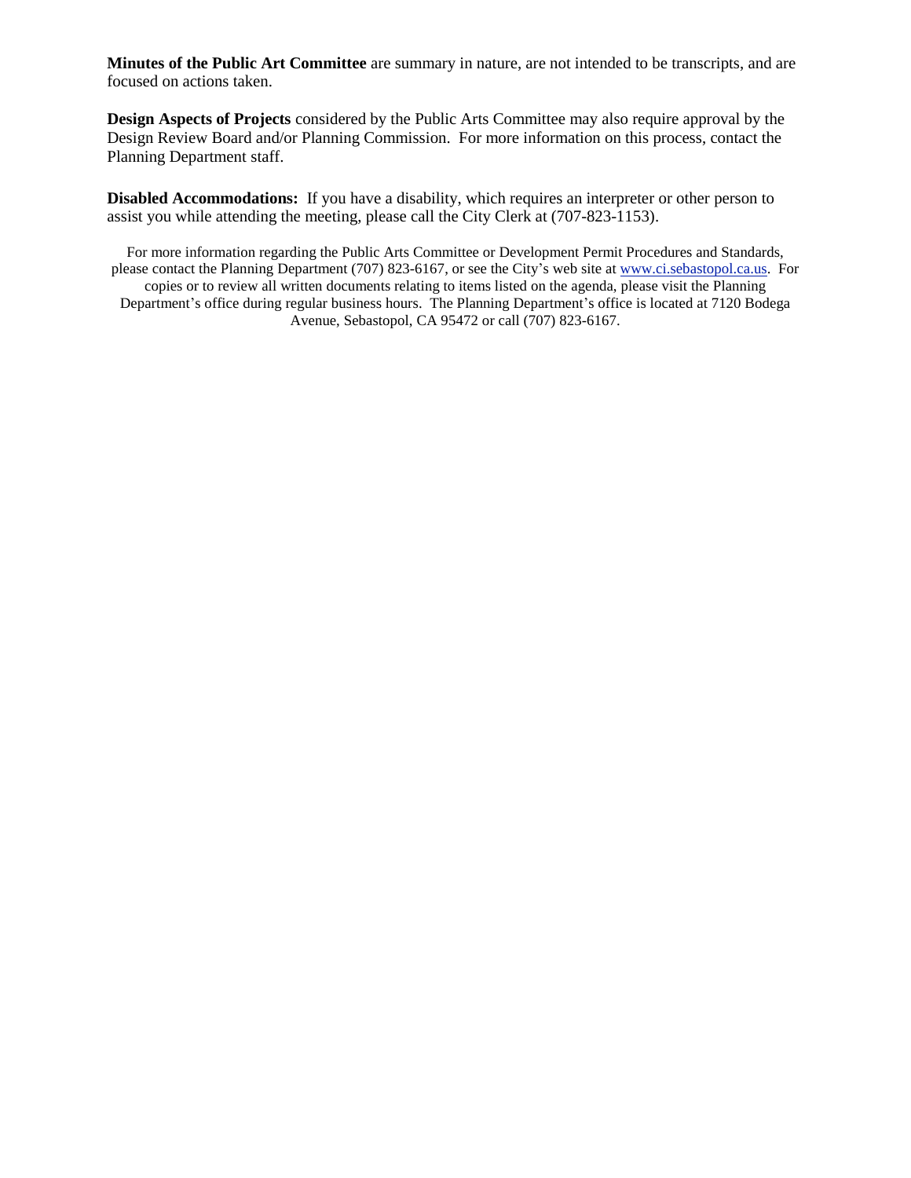**Minutes of the Public Art Committee** are summary in nature, are not intended to be transcripts, and are focused on actions taken.

**Design Aspects of Projects** considered by the Public Arts Committee may also require approval by the Design Review Board and/or Planning Commission. For more information on this process, contact the Planning Department staff.

**Disabled Accommodations:** If you have a disability, which requires an interpreter or other person to assist you while attending the meeting, please call the City Clerk at (707-823-1153).

For more information regarding the Public Arts Committee or Development Permit Procedures and Standards, please contact the Planning Department (707) 823-6167, or see the City's web site at [www.ci.sebastopol.ca.us](http://www.ci.sebastopol.ca.us). For copies or to review all written documents relating to items listed on the agenda, please visit the Planning Department's office during regular business hours. The Planning Department's office is located at 7120 Bodega Avenue, Sebastopol, CA 95472 or call (707) 823-6167.